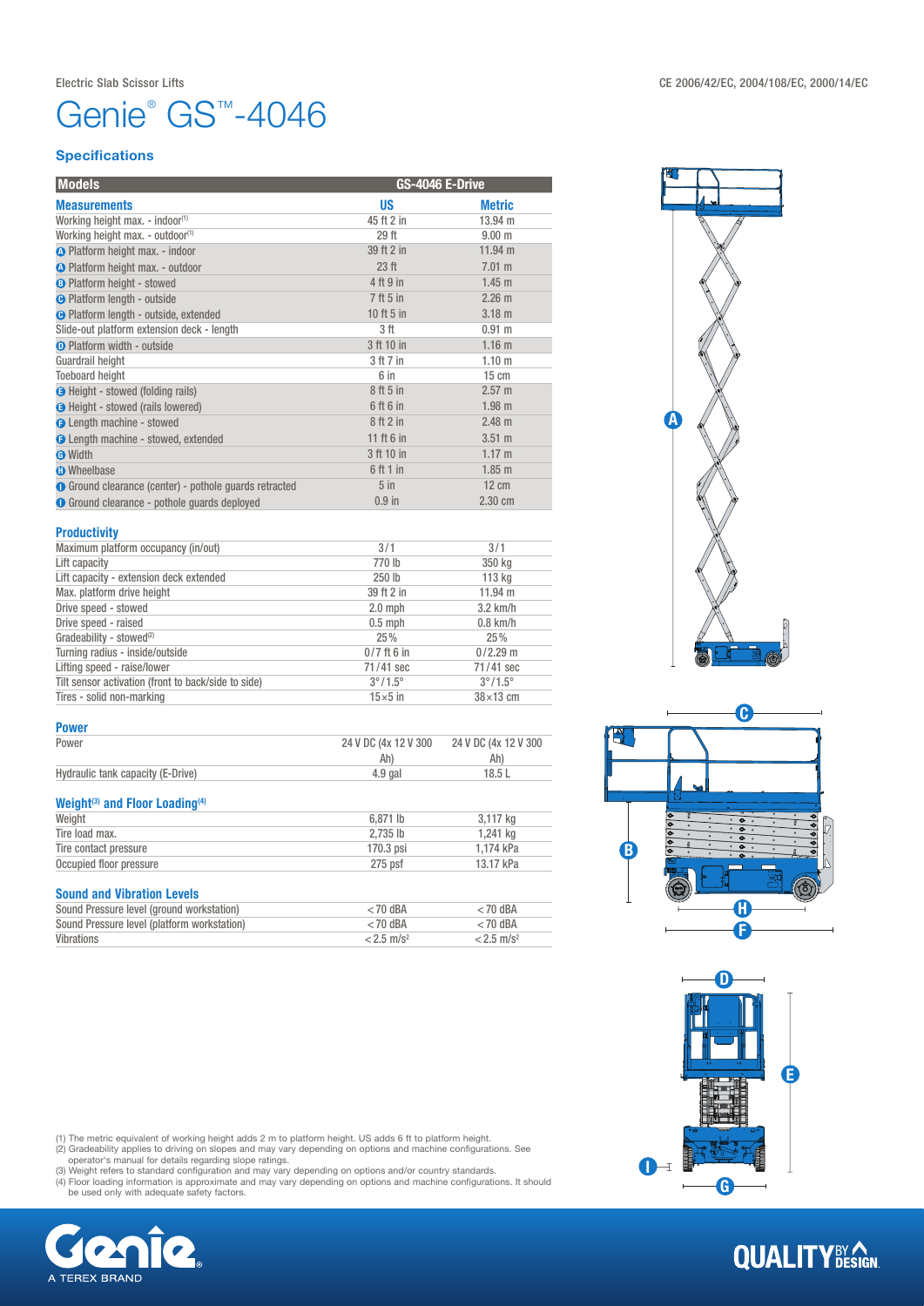Electric Slab Scissor Lifts

CE 2006/42/EC, 2004/108/EC, 2000/14/EC

# Genie® GS™-4046

## Specifications

| Models | GS-4046 E-Drive | |
|---|---|---|
| **Measurements** | **US** | **Metric** |
| Working height max. - indoor[1] | 45 ft 2 in | 13.94 m |
| Working height max. - outdoor[1] | 29 ft | 9.00 m |
| A Platform height max. - indoor | 39 ft 2 in | 11.94 m |
| A Platform height max. - outdoor | 23 ft | 7.01 m |
| B Platform height - stowed | 4 ft 9 in | 1.45 m |
| C Platform length - outside | 7 ft 5 in | 2.26 m |
| C Platform length - outside, extended | 10 ft 5 in | 3.18 m |
| Slide-out platform extension deck - length | 3 ft | 0.91 m |
| D Platform width - outside | 3 ft 10 in | 1.16 m |
| Guardrail height | 3 ft 7 in | 1.10 m |
| Toeboard height | 6 in | 15 cm |
| E Height - stowed (folding rails) | 8 ft 5 in | 2.57 m |
| E Height - stowed (rails lowered) | 6 ft 6 in | 1.98 m |
| F Length machine - stowed | 8 ft 2 in | 2.48 m |
| F Length machine - stowed, extended | 11 ft 6 in | 3.51 m |
| G Width | 3 ft 10 in | 1.17 m |
| H Wheelbase | 6 ft 1 in | 1.85 m |
| I Ground clearance (center) - pothole guards retracted | 5 in | 12 cm |
| I Ground clearance - pothole guards deployed | 0.9 in | 2.30 cm |

### Productivity

| | | |
|---|---|---|
| Maximum platform occupancy (in/out) | 3 / 1 | 3 / 1 |
| Lift capacity | 770 lb | 350 kg |
| Lift capacity - extension deck extended | 250 lb | 113 kg |
| Max. platform drive height | 39 ft 2 in | 11.94 m |
| Drive speed - stowed | 2.0 mph | 3.2 km/h |
| Drive speed - raised | 0.5 mph | 0.8 km/h |
| Gradeability - stowed[2] | 25% | 25% |
| Turning radius - inside/outside | 0 / 7 ft 6 in | 0 / 2.29 m |
| Lifting speed - raise/lower | 71 / 41 sec | 71 / 41 sec |
| Tilt sensor activation (front to back/side to side) | 3° / 1.5° | 3° / 1.5° |
| Tires - solid non-marking | 15×5 in | 38×13 cm |

### Power

| | | |
|---|---|---|
| Power | 24 V DC (4x 12 V 300 Ah) | 24 V DC (4x 12 V 300 Ah) |
| Hydraulic tank capacity (E-Drive) | 4.9 gal | 18.5 L |

### Weight[3] and Floor Loading[4]

| | | |
|---|---|---|
| Weight | 6,871 lb | 3,117 kg |
| Tire load max. | 2,735 lb | 1,241 kg |
| Tire contact pressure | 170.3 psi | 1,174 kPa |
| Occupied floor pressure | 275 psf | 13.17 kPa |

### Sound and Vibration Levels

| | | |
|---|---|---|
| Sound Pressure level (ground workstation) | < 70 dBA | < 70 dBA |
| Sound Pressure level (platform workstation) | < 70 dBA | < 70 dBA |
| Vibrations | < 2.5 m/s² | < 2.5 m/s² |

(1) The metric equivalent of working height adds 2 m to platform height. US adds 6 ft to platform height.
(2) Gradeability applies to driving on slopes and may vary depending on options and machine configurations. See operator's manual for details regarding slope ratings.
(3) Weight refers to standard configuration and may vary depending on options and/or country standards.
(4) Floor loading information is approximate and may vary depending on options and machine configurations. It should be used only with adequate safety factors.

Genie. A TEREX BRAND

QUALITY BY DESIGN.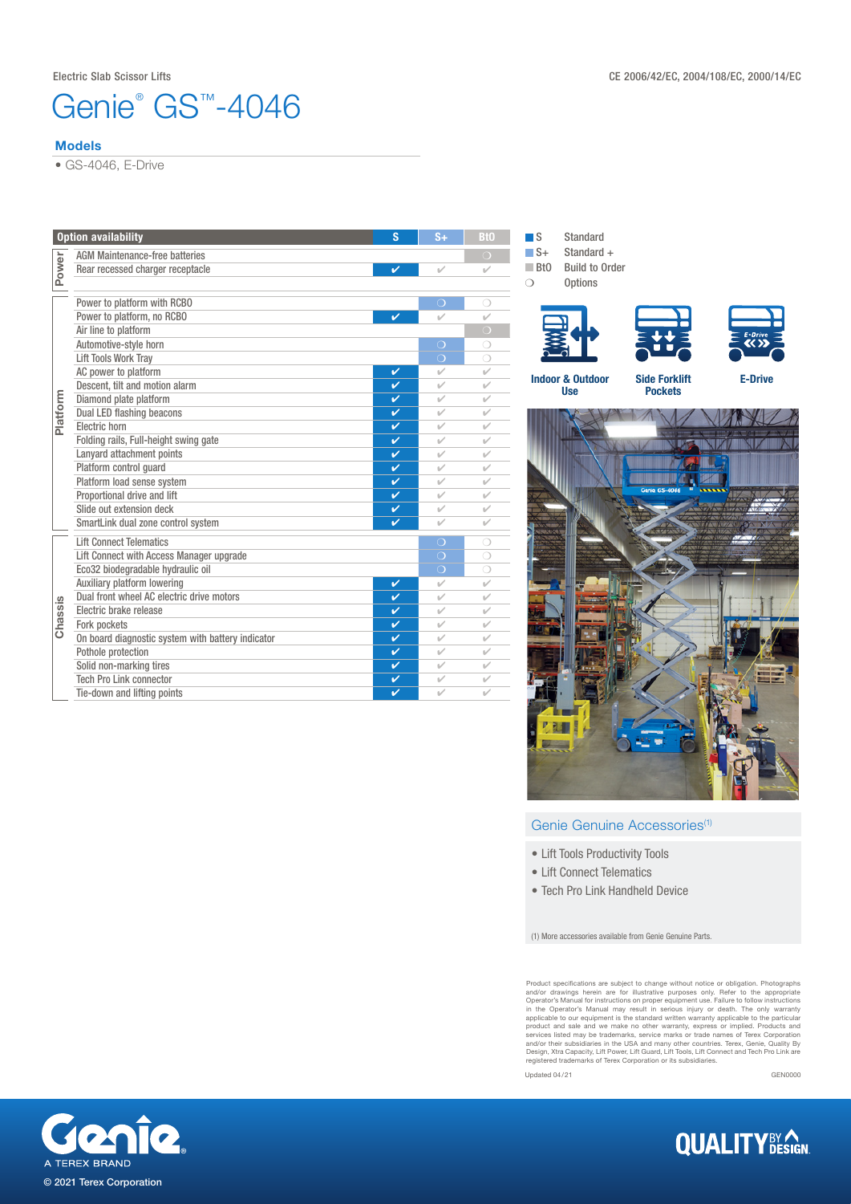Electric Slab Scissor Lifts

CE 2006/42/EC, 2004/108/EC, 2000/14/EC

# Genie® GS™-4046

## Models

- GS-4046, E-Drive

| | Option availability | S | S+ | BtO |
|---|---|---|---|---|
| Power | AGM Maintenance-free batteries | | | ❍ |
| | Rear recessed charger receptacle | ✔ | ✔ | ✔ |
| Platform | Power to platform with RCBO | | ❍ | ❍ |
| | Power to platform, no RCBO | ✔ | ✔ | ✔ |
| | Air line to platform | | | ❍ |
| | Automotive-style horn | | ❍ | ❍ |
| | Lift Tools Work Tray | | ❍ | ❍ |
| | AC power to platform | ✔ | ✔ | ✔ |
| | Descent, tilt and motion alarm | ✔ | ✔ | ✔ |
| | Diamond plate platform | ✔ | ✔ | ✔ |
| | Dual LED flashing beacons | ✔ | ✔ | ✔ |
| | Electric horn | ✔ | ✔ | ✔ |
| | Folding rails, Full-height swing gate | ✔ | ✔ | ✔ |
| | Lanyard attachment points | ✔ | ✔ | ✔ |
| | Platform control guard | ✔ | ✔ | ✔ |
| | Platform load sense system | ✔ | ✔ | ✔ |
| | Proportional drive and lift | ✔ | ✔ | ✔ |
| | Slide out extension deck | ✔ | ✔ | ✔ |
| | SmartLink dual zone control system | ✔ | ✔ | ✔ |
| Chassis | Lift Connect Telematics | | ❍ | ❍ |
| | Lift Connect with Access Manager upgrade | | ❍ | ❍ |
| | Eco32 biodegradable hydraulic oil | | ❍ | ❍ |
| | Auxiliary platform lowering | ✔ | ✔ | ✔ |
| | Dual front wheel AC electric drive motors | ✔ | ✔ | ✔ |
| | Electric brake release | ✔ | ✔ | ✔ |
| | Fork pockets | ✔ | ✔ | ✔ |
| | On board diagnostic system with battery indicator | ✔ | ✔ | ✔ |
| | Pothole protection | ✔ | ✔ | ✔ |
| | Solid non-marking tires | ✔ | ✔ | ✔ |
| | Tech Pro Link connector | ✔ | ✔ | ✔ |
| | Tie-down and lifting points | ✔ | ✔ | ✔ |

- S — Standard
- S+ — Standard +
- BtO — Build to Order
- ❍ — Options

Indoor & Outdoor Use

Side Forklift Pockets

E-Drive

## Genie Genuine Accessories[1]

- Lift Tools Productivity Tools
- Lift Connect Telematics
- Tech Pro Link Handheld Device

(1) More accessories available from Genie Genuine Parts.

Product specifications are subject to change without notice or obligation. Photographs and/or drawings herein are for illustrative purposes only. Refer to the appropriate Operator's Manual for instructions on proper equipment use. Failure to follow instructions in the Operator's Manual may result in serious injury or death. The only warranty applicable to our equipment is the standard written warranty applicable to the particular product and sale and we make no other warranty, express or implied. Products and services listed may be trademarks, service marks or trade names of Terex Corporation and/or their subsidiaries in the USA and many other countries. Terex, Genie, Quality By Design, Xtra Capacity, Lift Power, Lift Guard, Lift Tools, Lift Connect and Tech Pro Link are registered trademarks of Terex Corporation or its subsidiaries.

Updated 04/21 GEN0000

Genie. A TEREX BRAND

© 2021 Terex Corporation

QUALITY BY DESIGN.